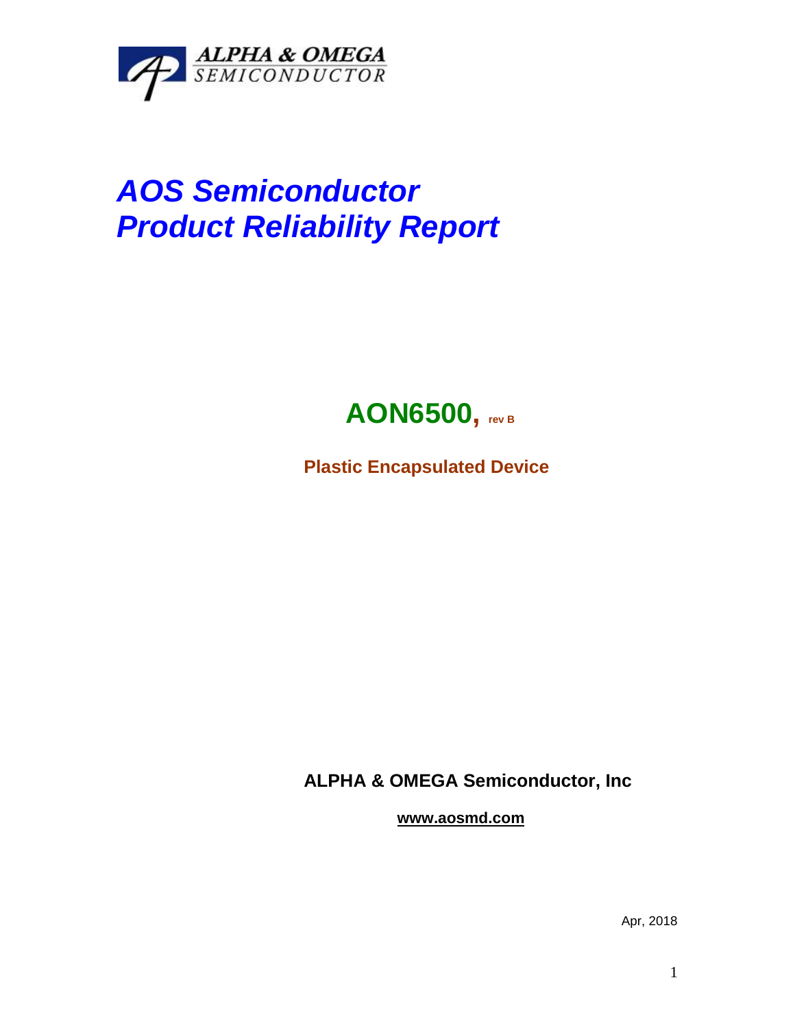ALPHA & OMEGA
SEMICONDUCTOR

# *AOS Semiconductor*
# *Product Reliability Report*

## AON6500, rev B

**Plastic Encapsulated Device**

**ALPHA & OMEGA Semiconductor, Inc**

**www.aosmd.com**

Apr, 2018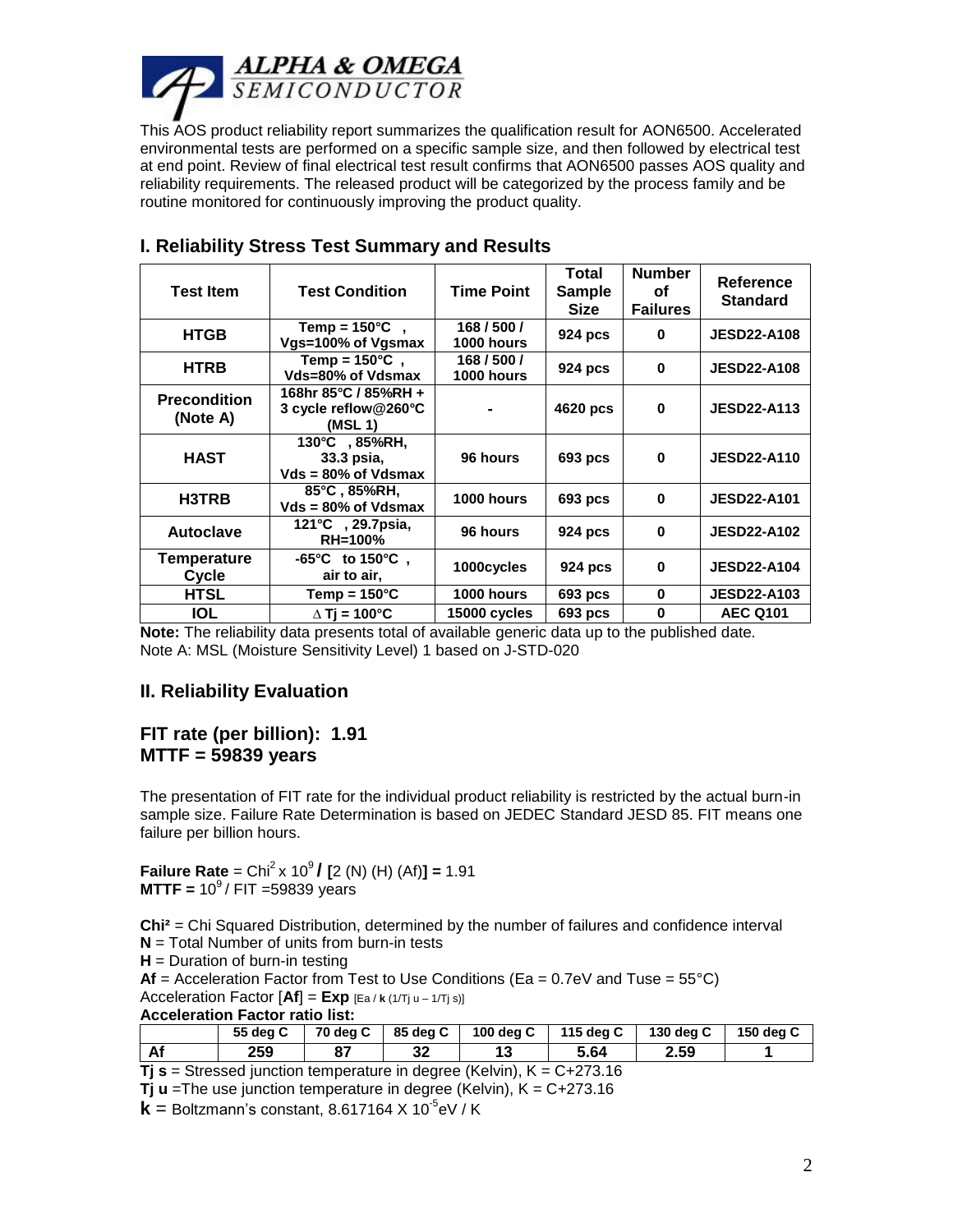This AOS product reliability report summarizes the qualification result for AON6500. Accelerated environmental tests are performed on a specific sample size, and then followed by electrical test at end point. Review of final electrical test result confirms that AON6500 passes AOS quality and reliability requirements. The released product will be categorized by the process family and be routine monitored for continuously improving the product quality.

## I. Reliability Stress Test Summary and Results

| Test Item | Test Condition | Time Point | Total Sample Size | Number of Failures | Reference Standard |
|---|---|---|---|---|---|
| **HTGB** | **Temp = 150°C , Vgs=100% of Vgsmax** | **168 / 500 / 1000 hours** | **924 pcs** | **0** | **JESD22-A108** |
| **HTRB** | **Temp = 150°C , Vds=80% of Vdsmax** | **168 / 500 / 1000 hours** | **924 pcs** | **0** | **JESD22-A108** |
| **Precondition (Note A)** | **168hr 85°C / 85%RH + 3 cycle reflow@260°C (MSL 1)** | **-** | **4620 pcs** | **0** | **JESD22-A113** |
| **HAST** | **130°C , 85%RH, 33.3 psia, Vds = 80% of Vdsmax** | **96 hours** | **693 pcs** | **0** | **JESD22-A110** |
| **H3TRB** | **85°C , 85%RH, Vds = 80% of Vdsmax** | **1000 hours** | **693 pcs** | **0** | **JESD22-A101** |
| **Autoclave** | **121°C , 29.7psia, RH=100%** | **96 hours** | **924 pcs** | **0** | **JESD22-A102** |
| **Temperature Cycle** | **-65°C to 150°C , air to air,** | **1000cycles** | **924 pcs** | **0** | **JESD22-A104** |
| **HTSL** | **Temp = 150°C** | **1000 hours** | **693 pcs** | **0** | **JESD22-A103** |
| **IOL** | **$\Delta$ Tj = 100°C** | **15000 cycles** | **693 pcs** | **0** | **AEC Q101** |

**Note:** The reliability data presents total of available generic data up to the published date.
Note A: MSL (Moisture Sensitivity Level) 1 based on J-STD-020

## II. Reliability Evaluation

### FIT rate (per billion): 1.91
### MTTF = 59839 years

The presentation of FIT rate for the individual product reliability is restricted by the actual burn-in sample size. Failure Rate Determination is based on JEDEC Standard JESD 85. FIT means one failure per billion hours.

**Failure Rate** = $\text{Chi}^2 \times 10^9$ **/ [**2 (N) (H) (Af)**] =** 1.91
**MTTF =** $10^9$ / FIT =59839 years

**Chi²** = Chi Squared Distribution, determined by the number of failures and confidence interval
**N** = Total Number of units from burn-in tests
**H** = Duration of burn-in testing
**Af** = Acceleration Factor from Test to Use Conditions (Ea = 0.7eV and Tuse = 55°C)
Acceleration Factor [**Af**] = **Exp** $[Ea / \mathbf{k} (1/Tj\ u - 1/Tj\ s)]$
**Acceleration Factor ratio list:**

| | 55 deg C | 70 deg C | 85 deg C | 100 deg C | 115 deg C | 130 deg C | 150 deg C |
|---|---|---|---|---|---|---|---|
| **Af** | **259** | **87** | **32** | **13** | **5.64** | **2.59** | **1** |

**Tj s** = Stressed junction temperature in degree (Kelvin), K = C+273.16
**Tj u** =The use junction temperature in degree (Kelvin), K = C+273.16
**k** = Boltzmann's constant, 8.617164 X $10^{-5}$eV / K